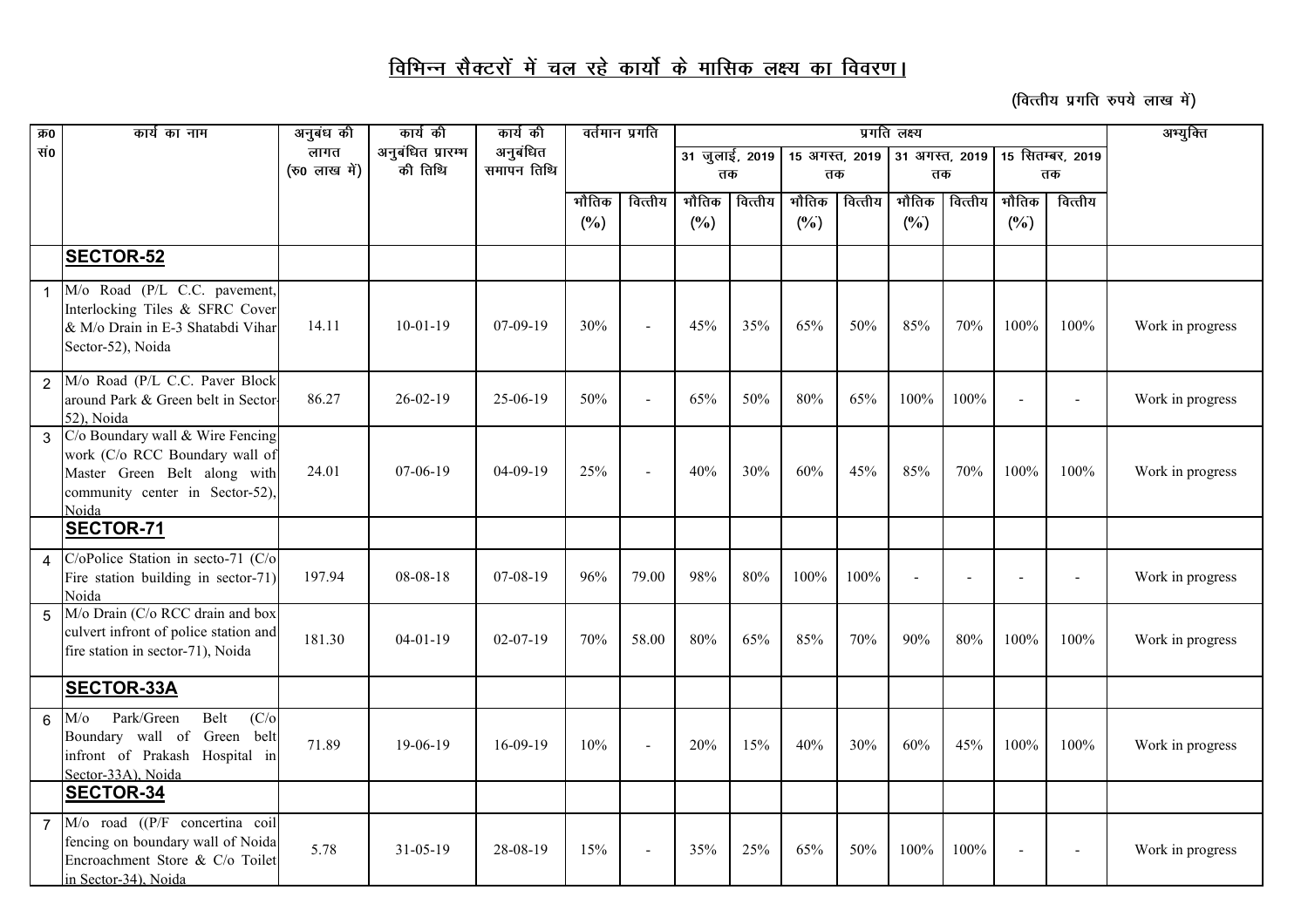# विभिन्न सैक्टरों में चल रहे कार्यो के मासिक लक्ष्य का विवरण।

(वित्तीय प्रगति रुपये लाख में)

| क्र0 सं0 | कार्य का नाम | अनुबंध की लागत (रु0 लाख में) | कार्य की अनुबंधित प्रारम्भ की तिथि | कार्य की अनुबंधित समापन तिथि | वर्तमान प्रगति | | प्रगति लक्ष्य | | | | | | | | अभ्युक्ति |
|---|---|---|---|---|---|---|---|---|---|---|---|---|---|---|---|
| | | | | | | | 31 जुलाई, 2019 तक | | 15 अगस्त, 2019 तक | | 31 अगस्त, 2019 तक | | 15 सितम्बर, 2019 तक | | |
| | | | | | भौतिक (%) | वित्तीय | भौतिक (%) | वित्तीय | भौतिक (%) | वित्तीय | भौतिक (%) | वित्तीय | भौतिक (%) | वित्तीय | |
| | **SECTOR-52** | | | | | | | | | | | | | | |
| 1 | M/o Road (P/L C.C. pavement, Interlocking Tiles & SFRC Cover & M/o Drain in E-3 Shatabdi Vihar Sector-52), Noida | 14.11 | 10-01-19 | 07-09-19 | 30% | - | 45% | 35% | 65% | 50% | 85% | 70% | 100% | 100% | Work in progress |
| 2 | M/o Road (P/L C.C. Paver Block around Park & Green belt in Sector-52), Noida | 86.27 | 26-02-19 | 25-06-19 | 50% | - | 65% | 50% | 80% | 65% | 100% | 100% | - | - | Work in progress |
| 3 | C/o Boundary wall & Wire Fencing work (C/o RCC Boundary wall of Master Green Belt along with community center in Sector-52), Noida | 24.01 | 07-06-19 | 04-09-19 | 25% | - | 40% | 30% | 60% | 45% | 85% | 70% | 100% | 100% | Work in progress |
| | **SECTOR-71** | | | | | | | | | | | | | | |
| 4 | C/oPolice Station in secto-71 (C/o Fire station building in sector-71) Noida | 197.94 | 08-08-18 | 07-08-19 | 96% | 79.00 | 98% | 80% | 100% | 100% | - | - | - | - | Work in progress |
| 5 | M/o Drain (C/o RCC drain and box culvert infront of police station and fire station in sector-71), Noida | 181.30 | 04-01-19 | 02-07-19 | 70% | 58.00 | 80% | 65% | 85% | 70% | 90% | 80% | 100% | 100% | Work in progress |
| | **SECTOR-33A** | | | | | | | | | | | | | | |
| 6 | M/o Park/Green Belt (C/o Boundary wall of Green belt infront of Prakash Hospital in Sector-33A), Noida | 71.89 | 19-06-19 | 16-09-19 | 10% | - | 20% | 15% | 40% | 30% | 60% | 45% | 100% | 100% | Work in progress |
| | **SECTOR-34** | | | | | | | | | | | | | | |
| 7 | M/o road ((P/F concertina coil fencing on boundary wall of Noida Encroachment Store & C/o Toilet in Sector-34), Noida | 5.78 | 31-05-19 | 28-08-19 | 15% | - | 35% | 25% | 65% | 50% | 100% | 100% | - | - | Work in progress |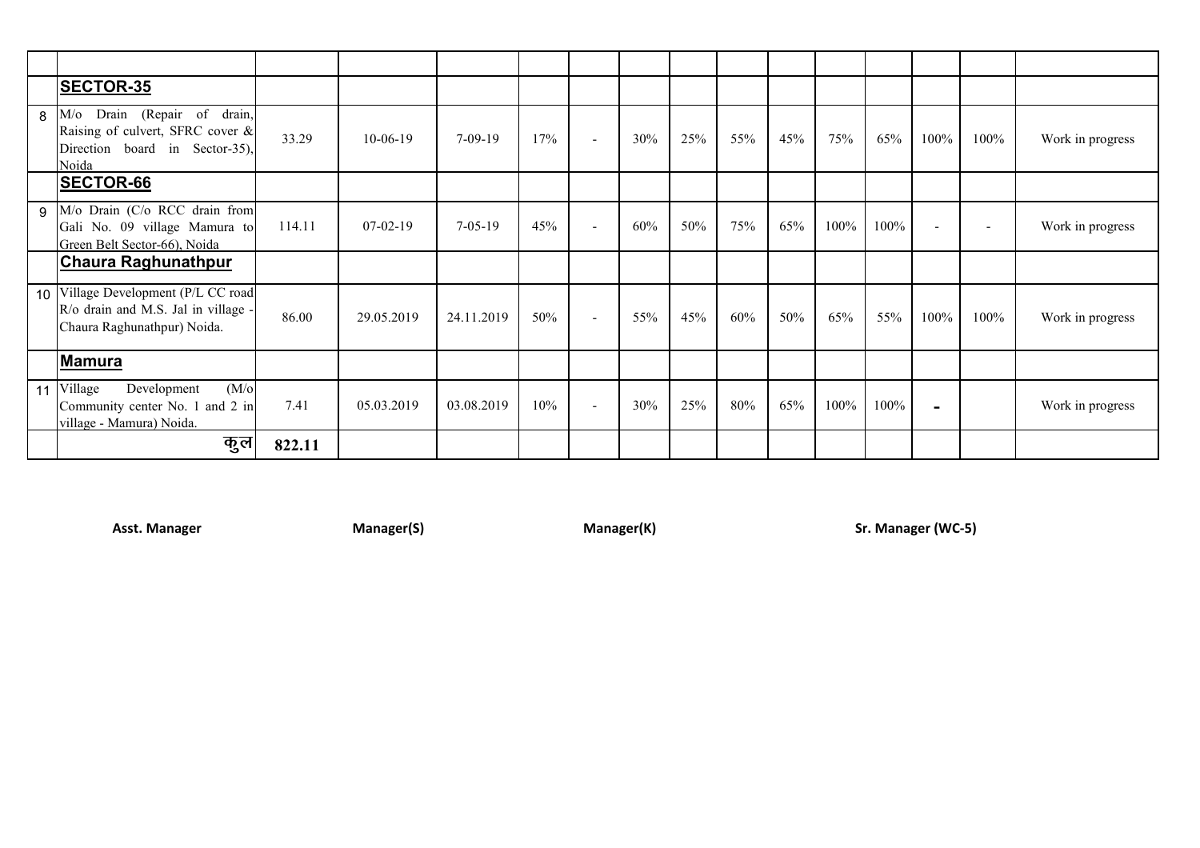| | | | | | | | | | | | | | | | |
|---|---|---|---|---|---|---|---|---|---|---|---|---|---|---|---|
| | **SECTOR-35** | | | | | | | | | | | | | | |
| 8 | M/o Drain (Repair of drain, Raising of culvert, SFRC cover & Direction board in Sector-35), Noida | 33.29 | 10-06-19 | 7-09-19 | 17% | - | 30% | 25% | 55% | 45% | 75% | 65% | 100% | 100% | Work in progress |
| | **SECTOR-66** | | | | | | | | | | | | | | |
| 9 | M/o Drain (C/o RCC drain from Gali No. 09 village Mamura to Green Belt Sector-66), Noida | 114.11 | 07-02-19 | 7-05-19 | 45% | - | 60% | 50% | 75% | 65% | 100% | 100% | - | - | Work in progress |
| | **Chaura Raghunathpur** | | | | | | | | | | | | | | |
| 10 | Village Development (P/L CC road R/o drain and M.S. Jal in village - Chaura Raghunathpur) Noida. | 86.00 | 29.05.2019 | 24.11.2019 | 50% | - | 55% | 45% | 60% | 50% | 65% | 55% | 100% | 100% | Work in progress |
| | **Mamura** | | | | | | | | | | | | | | |
| 11 | Village Development (M/o Community center No. 1 and 2 in village - Mamura) Noida. | 7.41 | 05.03.2019 | 03.08.2019 | 10% | - | 30% | 25% | 80% | 65% | 100% | 100% | - | | Work in progress |
| | कुल | **822.11** | | | | | | | | | | | | | |

**Asst. Manager** **Manager(S)** **Manager(K)** **Sr. Manager (WC-5)**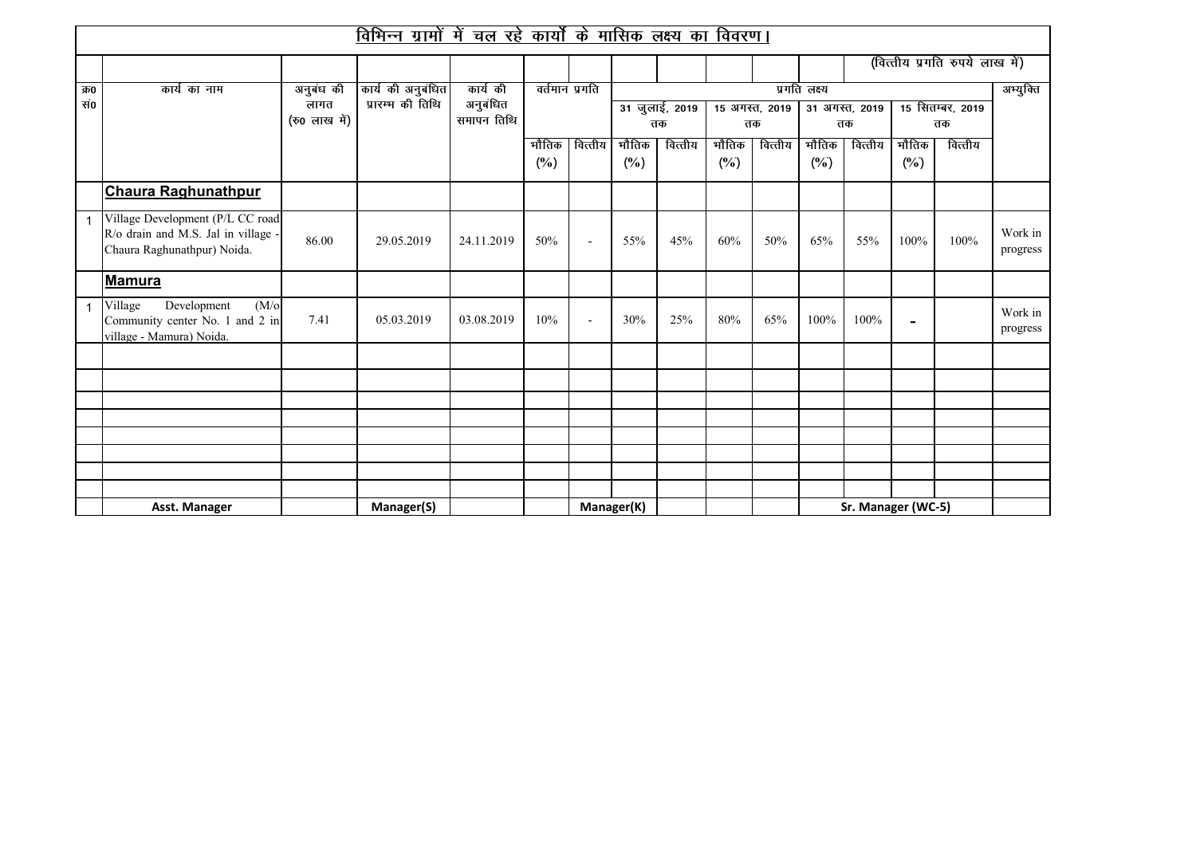# विभिन्न ग्रामों में चल रहे कार्यों के मासिक लक्ष्य का विवरण।

(वित्तीय प्रगति रुपये लाख में)

| क्र0 सं0 | कार्य का नाम | अनुबंध की लागत (रु0 लाख में) | कार्य की अनुबंधित प्रारम्भ की तिथि | कार्य की अनुबंधित समापन तिथि | वर्तमान प्रगति | | प्रगति लक्ष्य | | | | | | | | अभ्युक्ति |
|---|---|---|---|---|---|---|---|---|---|---|---|---|---|---|---|
| | | | | | | | 31 जुलाई, 2019 तक | | 15 अगस्त, 2019 तक | | 31 अगस्त, 2019 तक | | 15 सितम्बर, 2019 तक | | |
| | | | | | भौतिक (%) | वित्तीय | भौतिक (%) | वित्तीय | भौतिक (%) | वित्तीय | भौतिक (%) | वित्तीय | भौतिक (%) | वित्तीय | |
| | **Chaura Raghunathpur** | | | | | | | | | | | | | | |
| 1 | Village Development (P/L CC road R/o drain and M.S. Jal in village - Chaura Raghunathpur) Noida. | 86.00 | 29.05.2019 | 24.11.2019 | 50% | - | 55% | 45% | 60% | 50% | 65% | 55% | 100% | 100% | Work in progress |
| | **Mamura** | | | | | | | | | | | | | | |
| 1 | Village Development (M/o Community center No. 1 and 2 in village - Mamura) Noida. | 7.41 | 05.03.2019 | 03.08.2019 | 10% | - | 30% | 25% | 80% | 65% | 100% | 100% | - | | Work in progress |
| | | | | | | | | | | | | | | | |
| | | | | | | | | | | | | | | | |
| | | | | | | | | | | | | | | | |
| | | | | | | | | | | | | | | | |
| | | | | | | | | | | | | | | | |
| | | | | | | | | | | | | | | | |
| | | | | | | | | | | | | | | | |
| | | | | | | | | | | | | | | | |
| | **Asst. Manager** | | **Manager(S)** | | | **Manager(K)** | | | | | **Sr. Manager (WC-5)** | | | | |